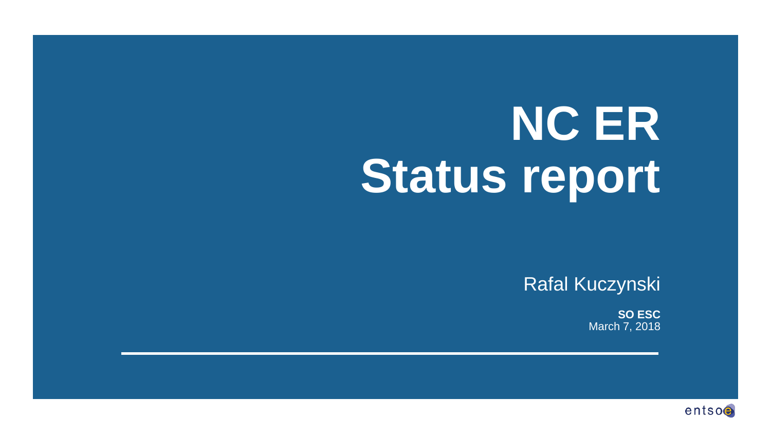# NC ER
# Status report

Rafal Kuczynski

**SO ESC**
March 7, 2018

entsoe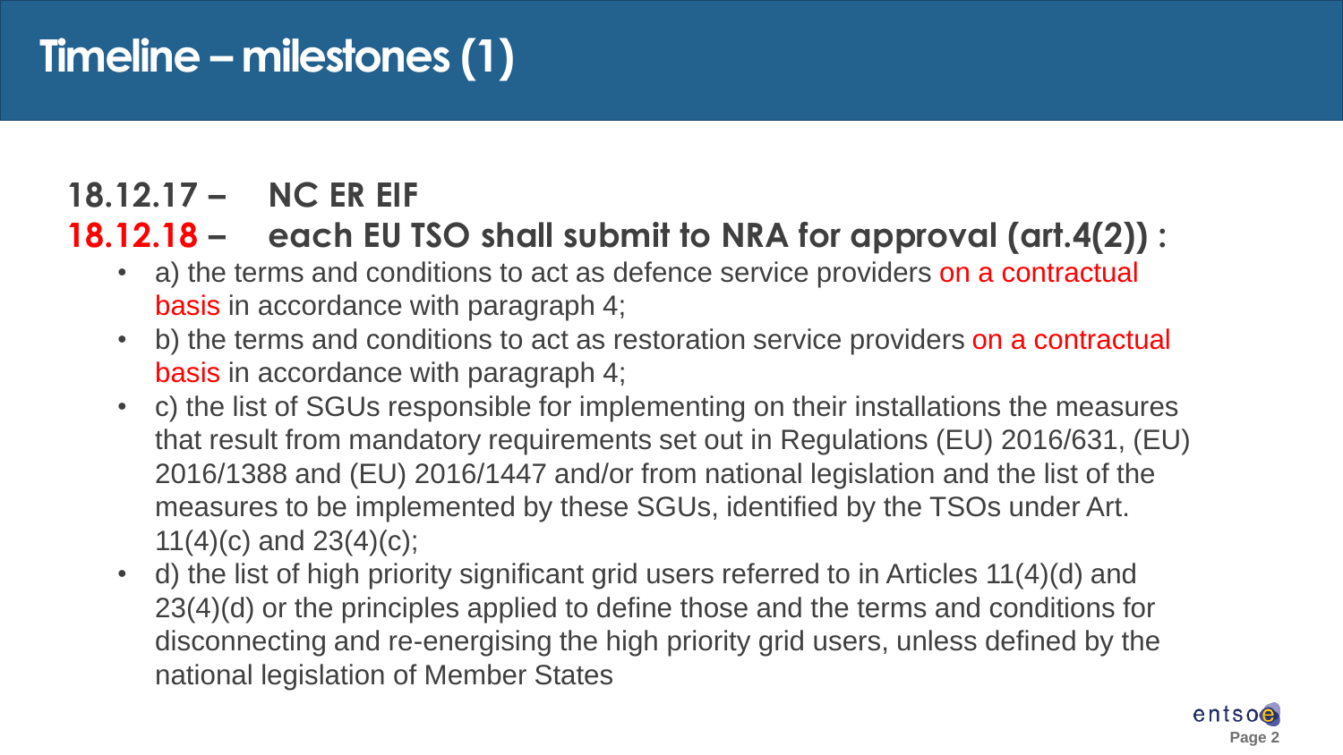# Timeline – milestones (1)

**18.12.17 – NC ER EIF**

**18.12.18 – each EU TSO shall submit to NRA for approval (art.4(2)) :**

- a) the terms and conditions to act as defence service providers on a contractual basis in accordance with paragraph 4;
- b) the terms and conditions to act as restoration service providers on a contractual basis in accordance with paragraph 4;
- c) the list of SGUs responsible for implementing on their installations the measures that result from mandatory requirements set out in Regulations (EU) 2016/631, (EU) 2016/1388 and (EU) 2016/1447 and/or from national legislation and the list of the measures to be implemented by these SGUs, identified by the TSOs under Art. 11(4)(c) and 23(4)(c);
- d) the list of high priority significant grid users referred to in Articles 11(4)(d) and 23(4)(d) or the principles applied to define those and the terms and conditions for disconnecting and re-energising the high priority grid users, unless defined by the national legislation of Member States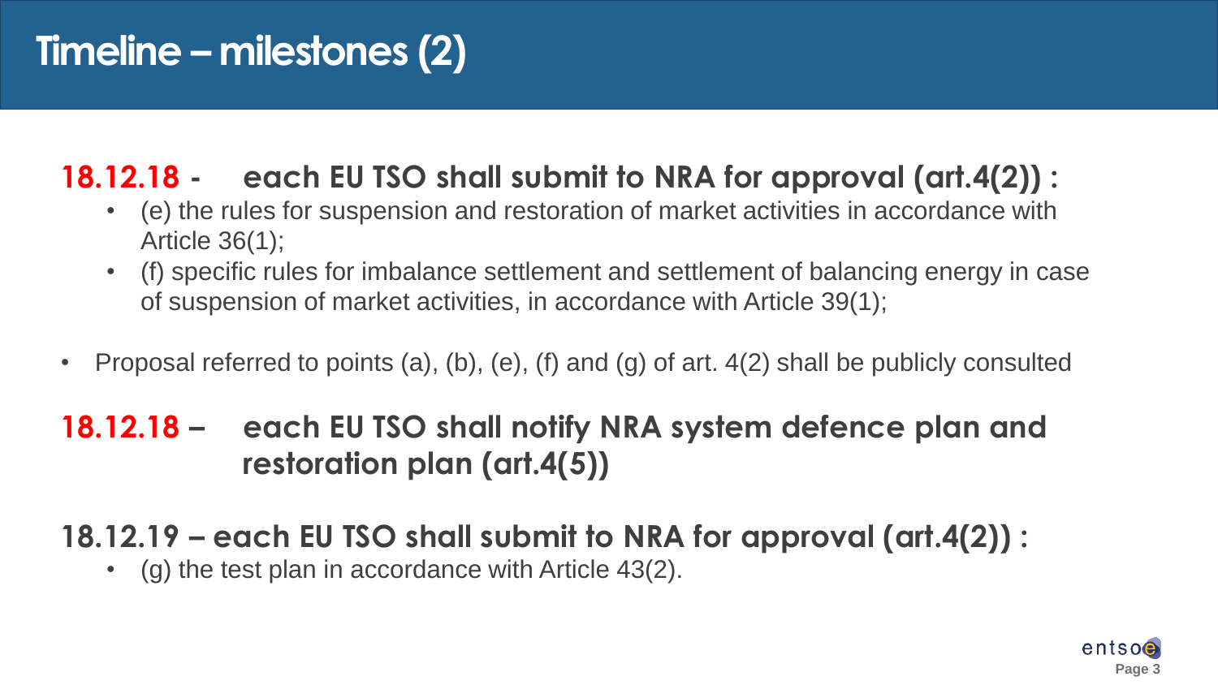# Timeline – milestones (2)

## **18.12.18 - each EU TSO shall submit to NRA for approval (art.4(2)) :**

- (e) the rules for suspension and restoration of market activities in accordance with Article 36(1);
- (f) specific rules for imbalance settlement and settlement of balancing energy in case of suspension of market activities, in accordance with Article 39(1);

- Proposal referred to points (a), (b), (e), (f) and (g) of art. 4(2) shall be publicly consulted

## **18.12.18 – each EU TSO shall notify NRA system defence plan and restoration plan (art.4(5))**

## **18.12.19 – each EU TSO shall submit to NRA for approval (art.4(2)) :**

- (g) the test plan in accordance with Article 43(2).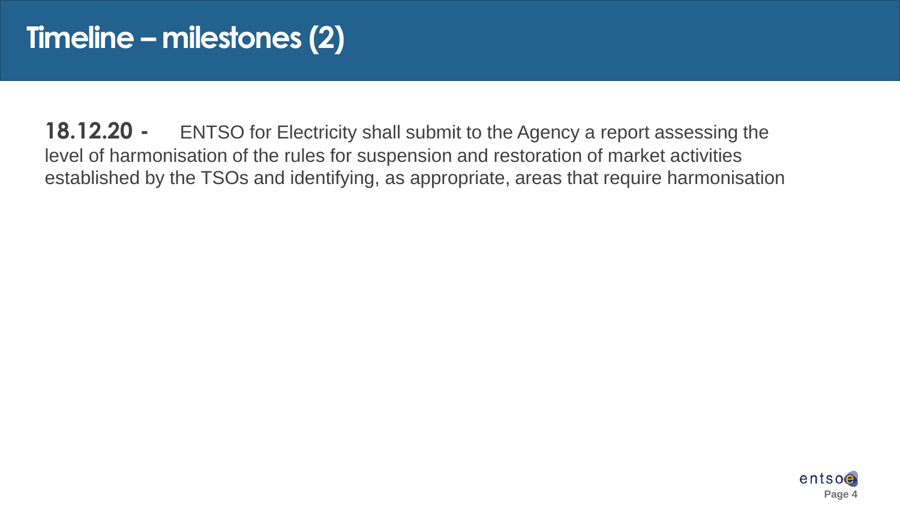# Timeline – milestones (2)

**18.12.20 -** ENTSO for Electricity shall submit to the Agency a report assessing the level of harmonisation of the rules for suspension and restoration of market activities established by the TSOs and identifying, as appropriate, areas that require harmonisation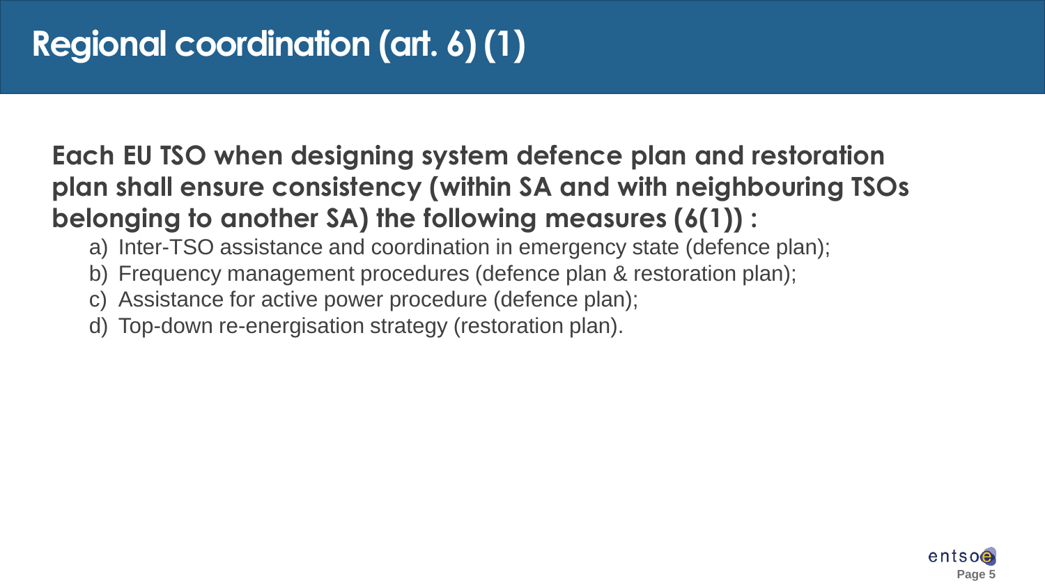# Regional coordination (art. 6) (1)

**Each EU TSO when designing system defence plan and restoration plan shall ensure consistency (within SA and with neighbouring TSOs belonging to another SA) the following measures (6(1)) :**

a) Inter-TSO assistance and coordination in emergency state (defence plan);
b) Frequency management procedures (defence plan & restoration plan);
c) Assistance for active power procedure (defence plan);
d) Top-down re-energisation strategy (restoration plan).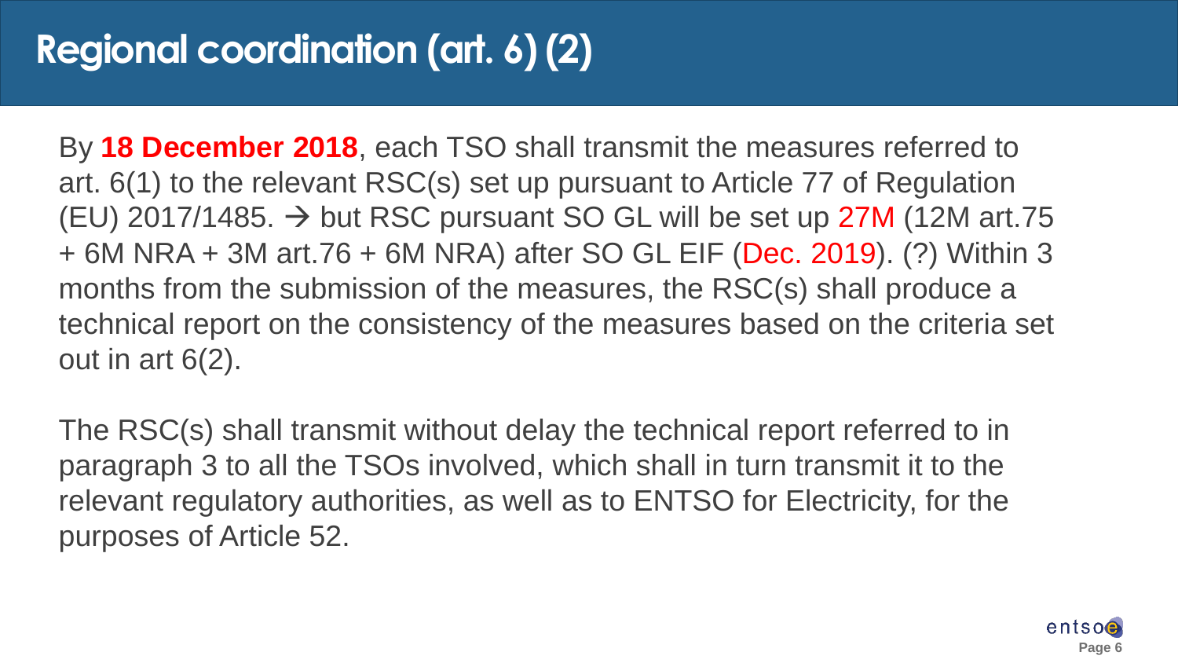# Regional coordination (art. 6) (2)

By **18 December 2018**, each TSO shall transmit the measures referred to art. 6(1) to the relevant RSC(s) set up pursuant to Article 77 of Regulation (EU) 2017/1485. → but RSC pursuant SO GL will be set up 27M (12M art.75 + 6M NRA + 3M art.76 + 6M NRA) after SO GL EIF (Dec. 2019). (?) Within 3 months from the submission of the measures, the RSC(s) shall produce a technical report on the consistency of the measures based on the criteria set out in art 6(2).

The RSC(s) shall transmit without delay the technical report referred to in paragraph 3 to all the TSOs involved, which shall in turn transmit it to the relevant regulatory authorities, as well as to ENTSO for Electricity, for the purposes of Article 52.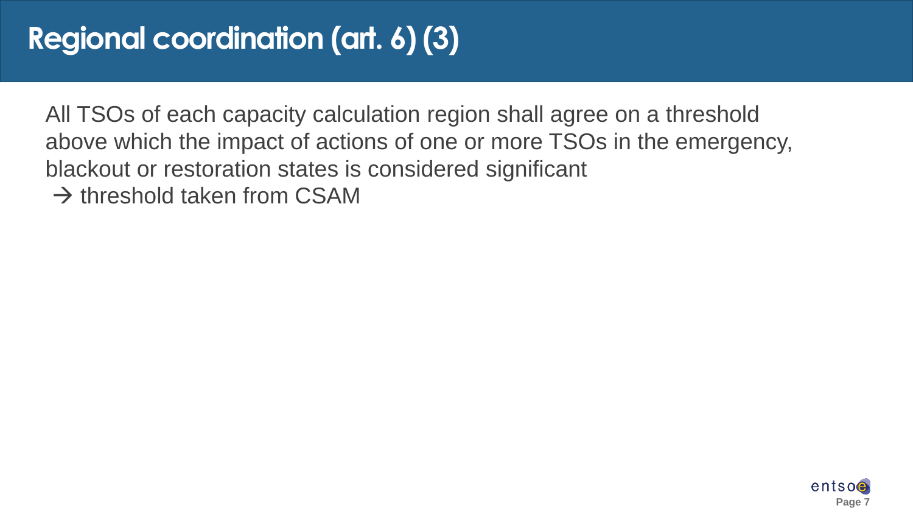# Regional coordination (art. 6) (3)

All TSOs of each capacity calculation region shall agree on a threshold above which the impact of actions of one or more TSOs in the emergency, blackout or restoration states is considered significant

→ threshold taken from CSAM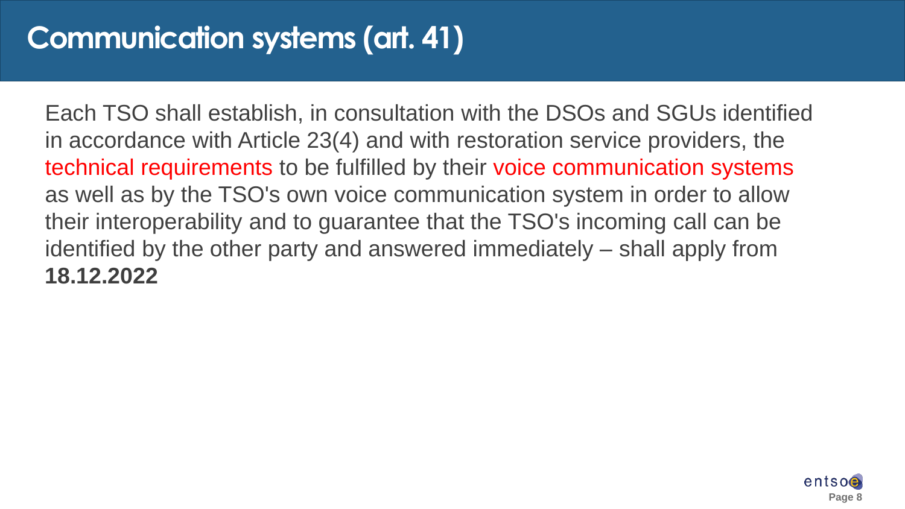# Communication systems (art. 41)

Each TSO shall establish, in consultation with the DSOs and SGUs identified in accordance with Article 23(4) and with restoration service providers, the technical requirements to be fulfilled by their voice communication systems as well as by the TSO's own voice communication system in order to allow their interoperability and to guarantee that the TSO's incoming call can be identified by the other party and answered immediately – shall apply from **18.12.2022**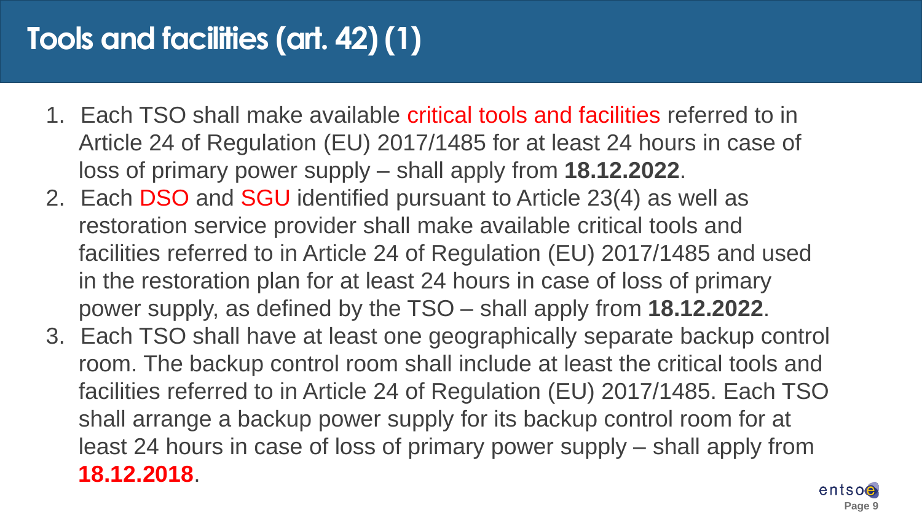# Tools and facilities (art. 42) (1)

1. Each TSO shall make available critical tools and facilities referred to in Article 24 of Regulation (EU) 2017/1485 for at least 24 hours in case of loss of primary power supply – shall apply from **18.12.2022**.
2. Each DSO and SGU identified pursuant to Article 23(4) as well as restoration service provider shall make available critical tools and facilities referred to in Article 24 of Regulation (EU) 2017/1485 and used in the restoration plan for at least 24 hours in case of loss of primary power supply, as defined by the TSO – shall apply from **18.12.2022**.
3. Each TSO shall have at least one geographically separate backup control room. The backup control room shall include at least the critical tools and facilities referred to in Article 24 of Regulation (EU) 2017/1485. Each TSO shall arrange a backup power supply for its backup control room for at least 24 hours in case of loss of primary power supply – shall apply from **18.12.2018**.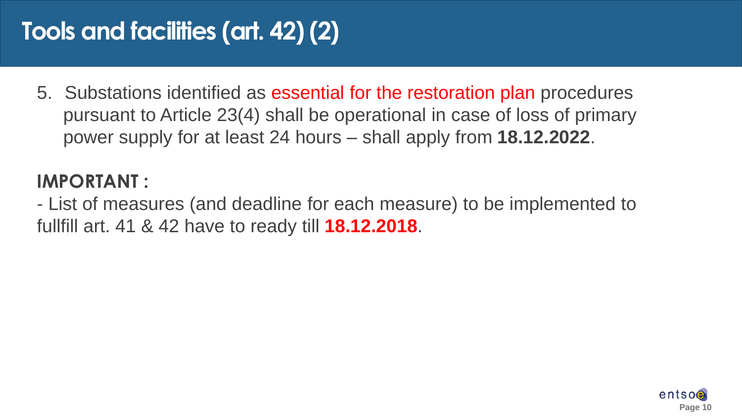# Tools and facilities (art. 42) (2)

5. Substations identified as essential for the restoration plan procedures pursuant to Article 23(4) shall be operational in case of loss of primary power supply for at least 24 hours – shall apply from **18.12.2022**.

**IMPORTANT :**

- List of measures (and deadline for each measure) to be implemented to fullfill art. 41 & 42 have to ready till **18.12.2018**.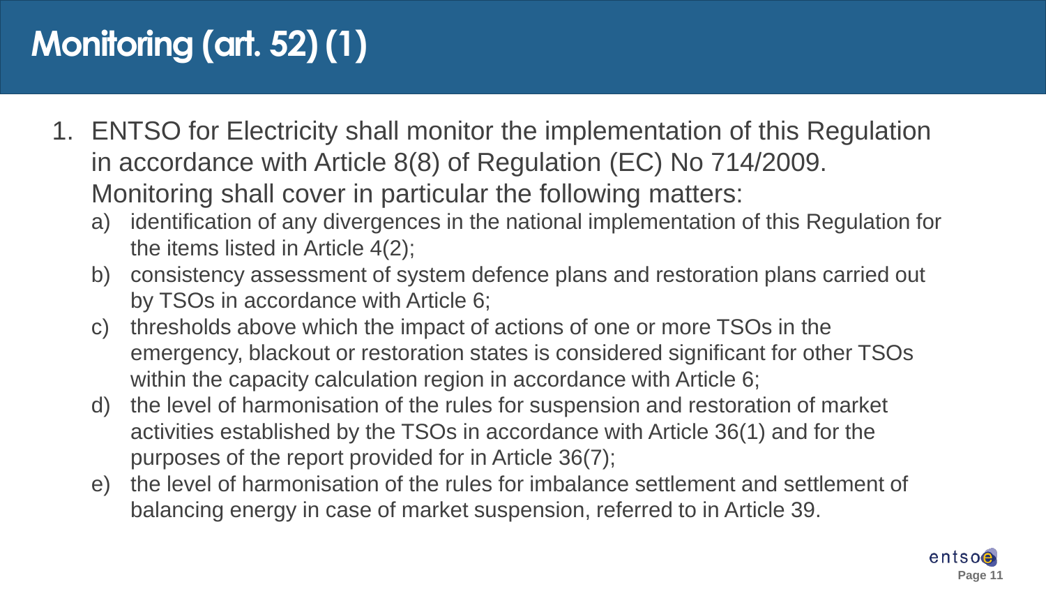# Monitoring (art. 52) (1)

1. ENTSO for Electricity shall monitor the implementation of this Regulation in accordance with Article 8(8) of Regulation (EC) No 714/2009. Monitoring shall cover in particular the following matters:
   a) identification of any divergences in the national implementation of this Regulation for the items listed in Article 4(2);
   b) consistency assessment of system defence plans and restoration plans carried out by TSOs in accordance with Article 6;
   c) thresholds above which the impact of actions of one or more TSOs in the emergency, blackout or restoration states is considered significant for other TSOs within the capacity calculation region in accordance with Article 6;
   d) the level of harmonisation of the rules for suspension and restoration of market activities established by the TSOs in accordance with Article 36(1) and for the purposes of the report provided for in Article 36(7);
   e) the level of harmonisation of the rules for imbalance settlement and settlement of balancing energy in case of market suspension, referred to in Article 39.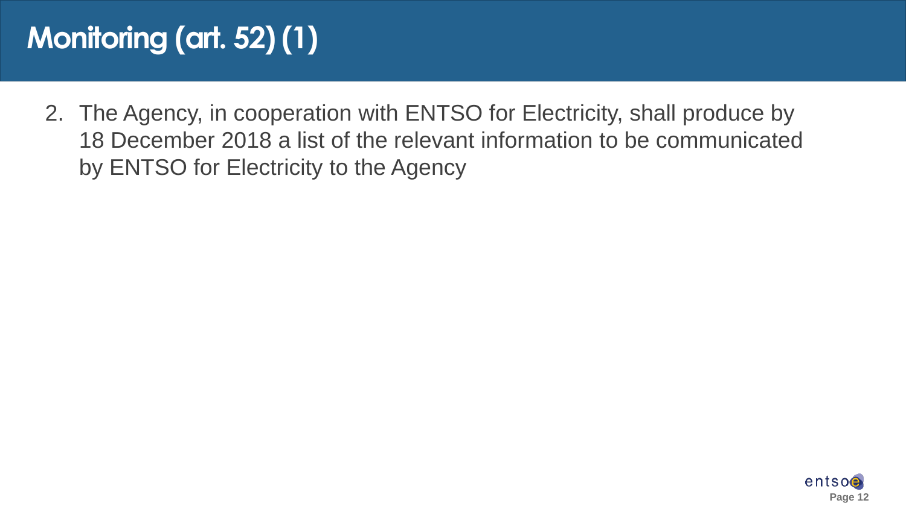# Monitoring (art. 52) (1)

2. The Agency, in cooperation with ENTSO for Electricity, shall produce by 18 December 2018 a list of the relevant information to be communicated by ENTSO for Electricity to the Agency